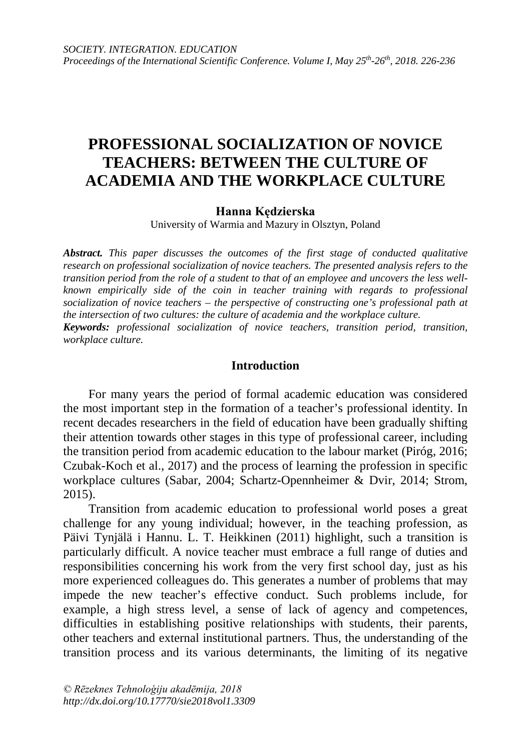# PROFESSIONAL SOCIALIZATION OF NOVICE TEACHERS: BETWEEN THE CULTURE OF ACADEMIA AND THE WORKPLACE CULTURE

**Hanna Kędzierska**

University of Warmia and Mazury in Olsztyn, Poland

***Abstract.*** *This paper discusses the outcomes of the first stage of conducted qualitative research on professional socialization of novice teachers. The presented analysis refers to the transition period from the role of a student to that of an employee and uncovers the less well-known empirically side of the coin in teacher training with regards to professional socialization of novice teachers – the perspective of constructing one's professional path at the intersection of two cultures: the culture of academia and the workplace culture.*

***Keywords:*** *professional socialization of novice teachers, transition period, transition, workplace culture.*

## Introduction

For many years the period of formal academic education was considered the most important step in the formation of a teacher's professional identity. In recent decades researchers in the field of education have been gradually shifting their attention towards other stages in this type of professional career, including the transition period from academic education to the labour market (Piróg, 2016; Czubak-Koch et al., 2017) and the process of learning the profession in specific workplace cultures (Sabar, 2004; Schartz-Opennheimer & Dvir, 2014; Strom, 2015).

Transition from academic education to professional world poses a great challenge for any young individual; however, in the teaching profession, as Päivi Tynjälä i Hannu. L. T. Heikkinen (2011) highlight, such a transition is particularly difficult. A novice teacher must embrace a full range of duties and responsibilities concerning his work from the very first school day, just as his more experienced colleagues do. This generates a number of problems that may impede the new teacher's effective conduct. Such problems include, for example, a high stress level, a sense of lack of agency and competences, difficulties in establishing positive relationships with students, their parents, other teachers and external institutional partners. Thus, the understanding of the transition process and its various determinants, the limiting of its negative

*© Rēzeknes Tehnoloģiju akadēmija, 2018*
*http://dx.doi.org/10.17770/sie2018vol1.3309*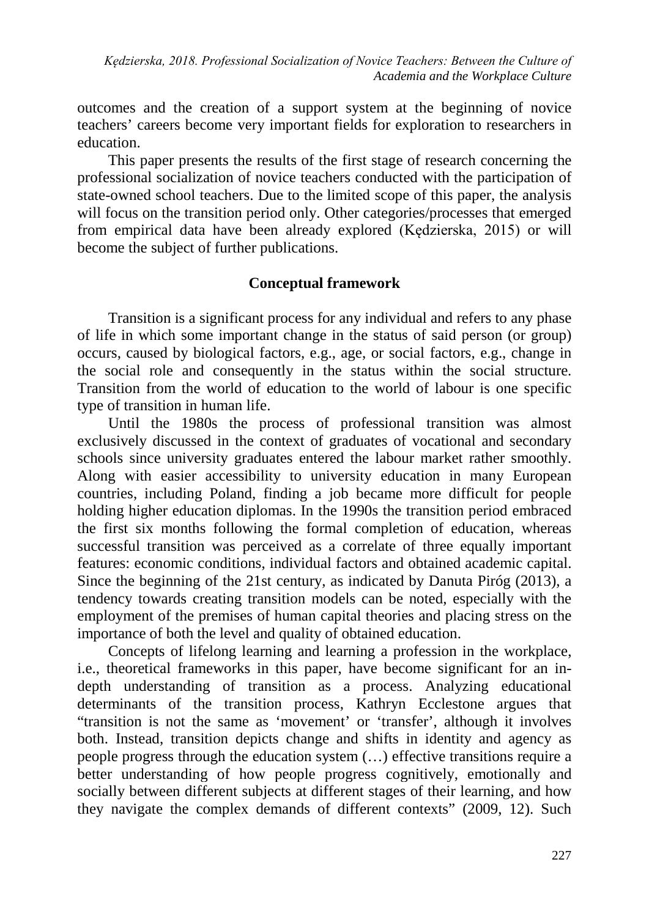outcomes and the creation of a support system at the beginning of novice teachers' careers become very important fields for exploration to researchers in education.

This paper presents the results of the first stage of research concerning the professional socialization of novice teachers conducted with the participation of state-owned school teachers. Due to the limited scope of this paper, the analysis will focus on the transition period only. Other categories/processes that emerged from empirical data have been already explored (Kędzierska, 2015) or will become the subject of further publications.

## Conceptual framework

Transition is a significant process for any individual and refers to any phase of life in which some important change in the status of said person (or group) occurs, caused by biological factors, e.g., age, or social factors, e.g., change in the social role and consequently in the status within the social structure. Transition from the world of education to the world of labour is one specific type of transition in human life.

Until the 1980s the process of professional transition was almost exclusively discussed in the context of graduates of vocational and secondary schools since university graduates entered the labour market rather smoothly. Along with easier accessibility to university education in many European countries, including Poland, finding a job became more difficult for people holding higher education diplomas. In the 1990s the transition period embraced the first six months following the formal completion of education, whereas successful transition was perceived as a correlate of three equally important features: economic conditions, individual factors and obtained academic capital. Since the beginning of the 21st century, as indicated by Danuta Piróg (2013), a tendency towards creating transition models can be noted, especially with the employment of the premises of human capital theories and placing stress on the importance of both the level and quality of obtained education.

Concepts of lifelong learning and learning a profession in the workplace, i.e., theoretical frameworks in this paper, have become significant for an in-depth understanding of transition as a process. Analyzing educational determinants of the transition process, Kathryn Ecclestone argues that "transition is not the same as 'movement' or 'transfer', although it involves both. Instead, transition depicts change and shifts in identity and agency as people progress through the education system (…) effective transitions require a better understanding of how people progress cognitively, emotionally and socially between different subjects at different stages of their learning, and how they navigate the complex demands of different contexts" (2009, 12). Such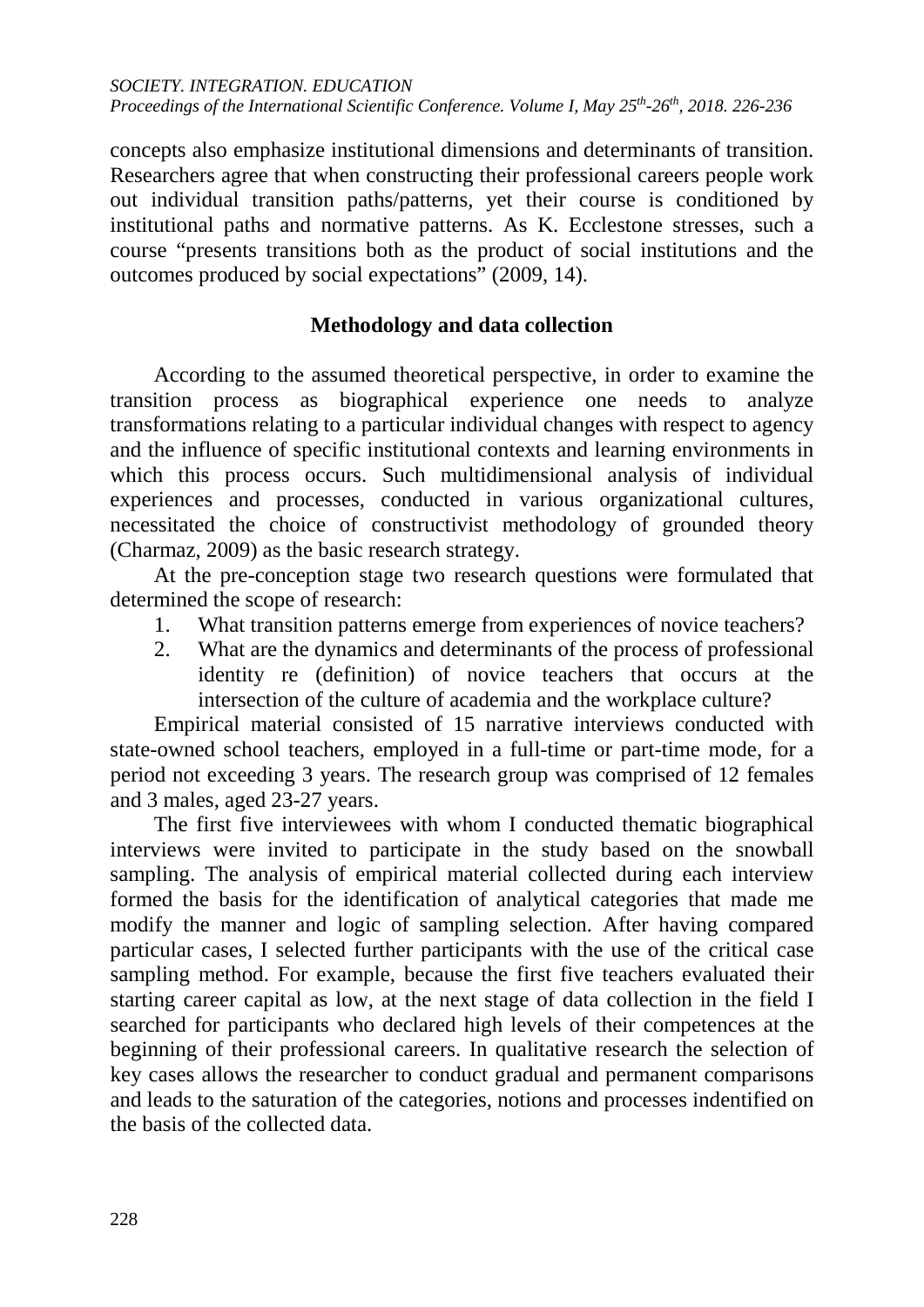concepts also emphasize institutional dimensions and determinants of transition. Researchers agree that when constructing their professional careers people work out individual transition paths/patterns, yet their course is conditioned by institutional paths and normative patterns. As K. Ecclestone stresses, such a course "presents transitions both as the product of social institutions and the outcomes produced by social expectations" (2009, 14).

## Methodology and data collection

According to the assumed theoretical perspective, in order to examine the transition process as biographical experience one needs to analyze transformations relating to a particular individual changes with respect to agency and the influence of specific institutional contexts and learning environments in which this process occurs. Such multidimensional analysis of individual experiences and processes, conducted in various organizational cultures, necessitated the choice of constructivist methodology of grounded theory (Charmaz, 2009) as the basic research strategy.

At the pre-conception stage two research questions were formulated that determined the scope of research:

1. What transition patterns emerge from experiences of novice teachers?
2. What are the dynamics and determinants of the process of professional identity re (definition) of novice teachers that occurs at the intersection of the culture of academia and the workplace culture?

Empirical material consisted of 15 narrative interviews conducted with state-owned school teachers, employed in a full-time or part-time mode, for a period not exceeding 3 years. The research group was comprised of 12 females and 3 males, aged 23-27 years.

The first five interviewees with whom I conducted thematic biographical interviews were invited to participate in the study based on the snowball sampling. The analysis of empirical material collected during each interview formed the basis for the identification of analytical categories that made me modify the manner and logic of sampling selection. After having compared particular cases, I selected further participants with the use of the critical case sampling method. For example, because the first five teachers evaluated their starting career capital as low, at the next stage of data collection in the field I searched for participants who declared high levels of their competences at the beginning of their professional careers. In qualitative research the selection of key cases allows the researcher to conduct gradual and permanent comparisons and leads to the saturation of the categories, notions and processes indentified on the basis of the collected data.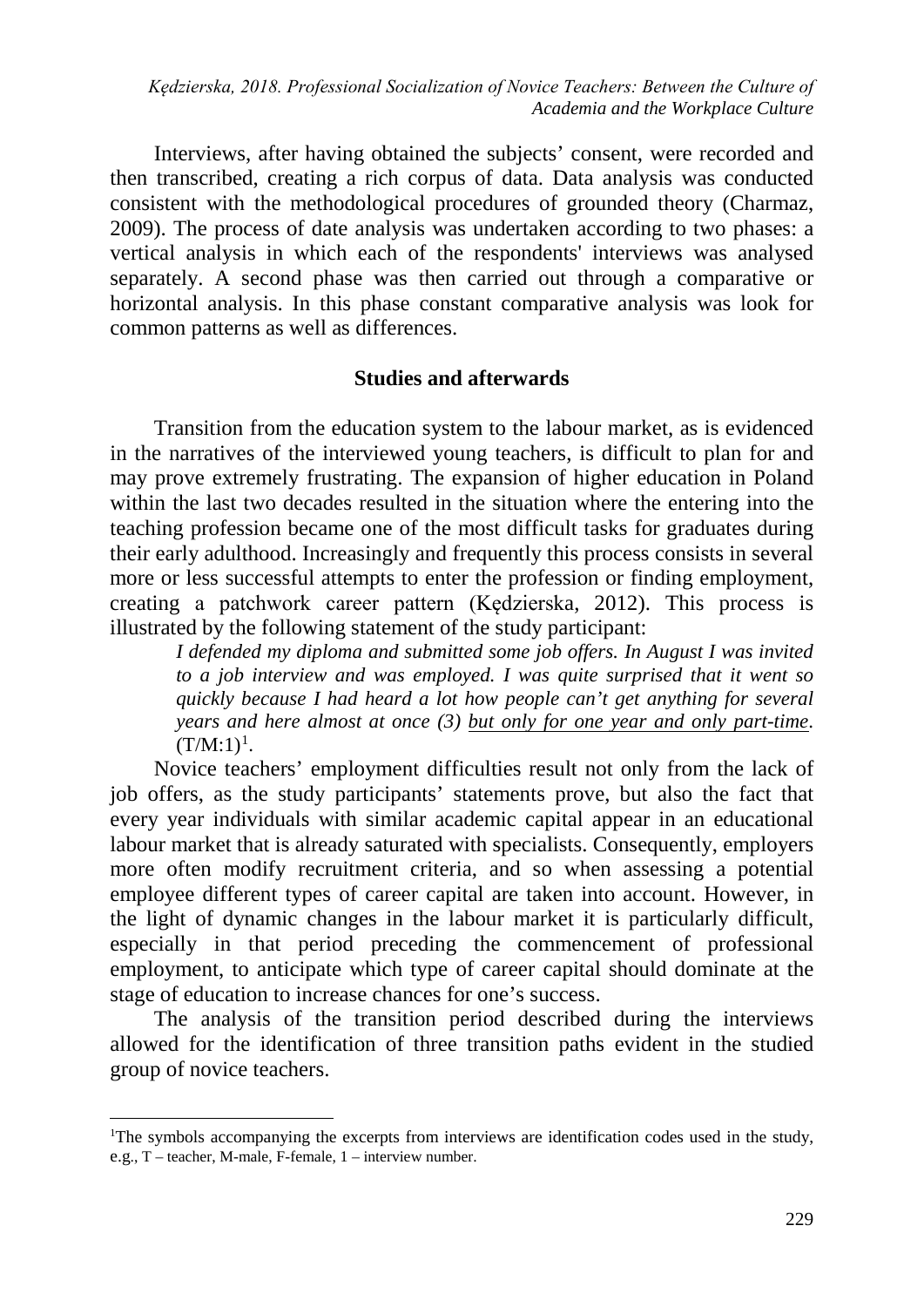Interviews, after having obtained the subjects' consent, were recorded and then transcribed, creating a rich corpus of data. Data analysis was conducted consistent with the methodological procedures of grounded theory (Charmaz, 2009). The process of date analysis was undertaken according to two phases: a vertical analysis in which each of the respondents' interviews was analysed separately. A second phase was then carried out through a comparative or horizontal analysis. In this phase constant comparative analysis was look for common patterns as well as differences.

## Studies and afterwards

Transition from the education system to the labour market, as is evidenced in the narratives of the interviewed young teachers, is difficult to plan for and may prove extremely frustrating. The expansion of higher education in Poland within the last two decades resulted in the situation where the entering into the teaching profession became one of the most difficult tasks for graduates during their early adulthood. Increasingly and frequently this process consists in several more or less successful attempts to enter the profession or finding employment, creating a patchwork career pattern (Kędzierska, 2012). This process is illustrated by the following statement of the study participant:

> ***I defended my diploma and submitted some job offers. In August I was invited to a job interview and was employed. I was quite surprised that it went so quickly because I had heard a lot how people can't get anything for several years and here almost at once (3) <u>but only for one year and only part-time</u>.*** (T/M:1)[1].

Novice teachers' employment difficulties result not only from the lack of job offers, as the study participants' statements prove, but also the fact that every year individuals with similar academic capital appear in an educational labour market that is already saturated with specialists. Consequently, employers more often modify recruitment criteria, and so when assessing a potential employee different types of career capital are taken into account. However, in the light of dynamic changes in the labour market it is particularly difficult, especially in that period preceding the commencement of professional employment, to anticipate which type of career capital should dominate at the stage of education to increase chances for one's success.

The analysis of the transition period described during the interviews allowed for the identification of three transition paths evident in the studied group of novice teachers.

---

[1]The symbols accompanying the excerpts from interviews are identification codes used in the study, e.g., T – teacher, M-male, F-female, 1 – interview number.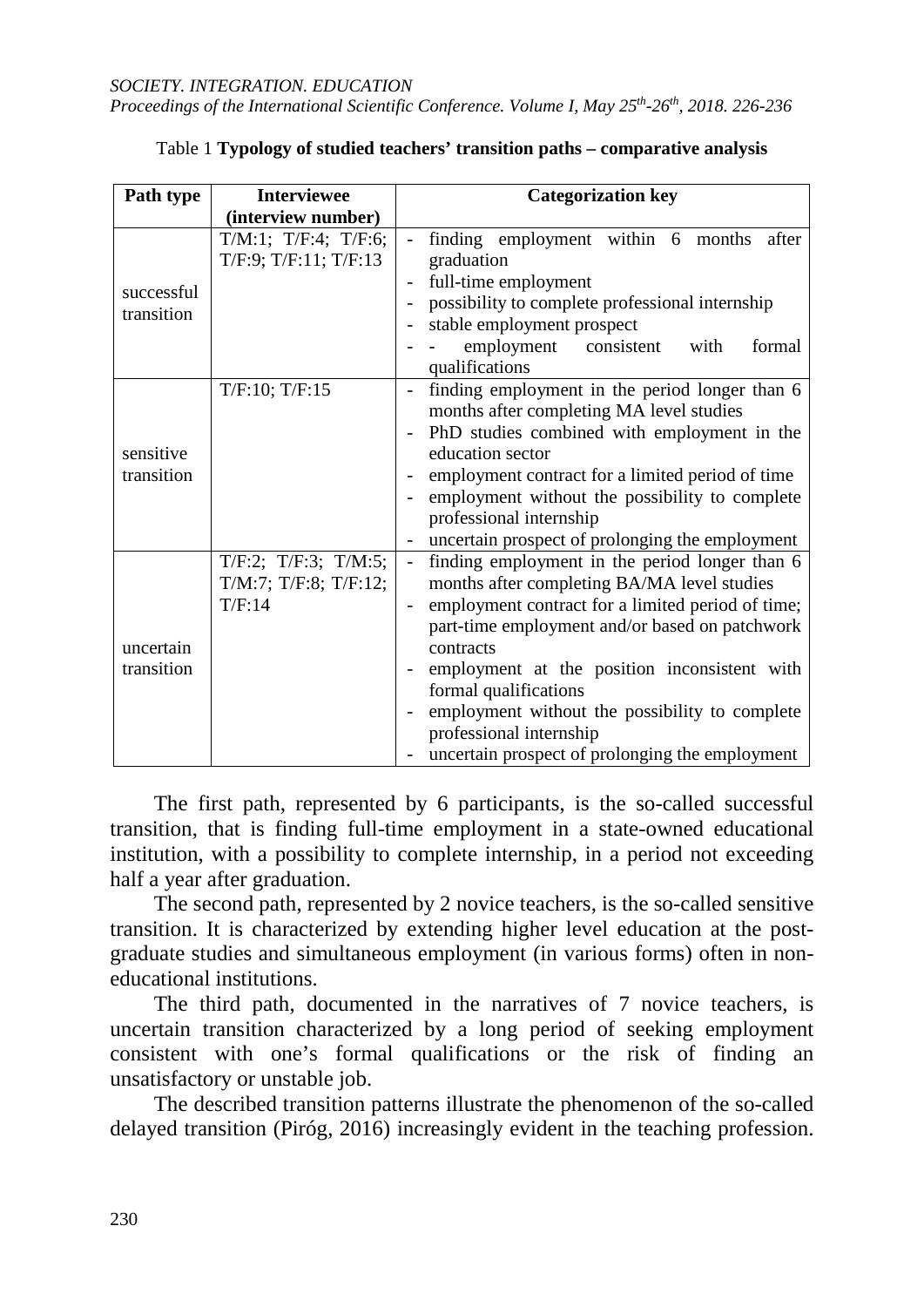Table 1 **Typology of studied teachers' transition paths – comparative analysis**

| Path type | Interviewee (interview number) | Categorization key |
|---|---|---|
| successful transition | T/M:1; T/F:4; T/F:6; T/F:9; T/F:11; T/F:13 | - finding employment within 6 months after graduation<br>- full-time employment<br>- possibility to complete professional internship<br>- stable employment prospect<br>- - employment consistent with formal qualifications |
| sensitive transition | T/F:10; T/F:15 | - finding employment in the period longer than 6 months after completing MA level studies<br>- PhD studies combined with employment in the education sector<br>- employment contract for a limited period of time<br>- employment without the possibility to complete professional internship<br>- uncertain prospect of prolonging the employment |
| uncertain transition | T/F:2; T/F:3; T/M:5; T/M:7; T/F:8; T/F:12; T/F:14 | - finding employment in the period longer than 6 months after completing BA/MA level studies<br>- employment contract for a limited period of time; part-time employment and/or based on patchwork contracts<br>- employment at the position inconsistent with formal qualifications<br>- employment without the possibility to complete professional internship<br>- uncertain prospect of prolonging the employment |

The first path, represented by 6 participants, is the so-called successful transition, that is finding full-time employment in a state-owned educational institution, with a possibility to complete internship, in a period not exceeding half a year after graduation.

The second path, represented by 2 novice teachers, is the so-called sensitive transition. It is characterized by extending higher level education at the post-graduate studies and simultaneous employment (in various forms) often in non-educational institutions.

The third path, documented in the narratives of 7 novice teachers, is uncertain transition characterized by a long period of seeking employment consistent with one's formal qualifications or the risk of finding an unsatisfactory or unstable job.

The described transition patterns illustrate the phenomenon of the so-called delayed transition (Piróg, 2016) increasingly evident in the teaching profession.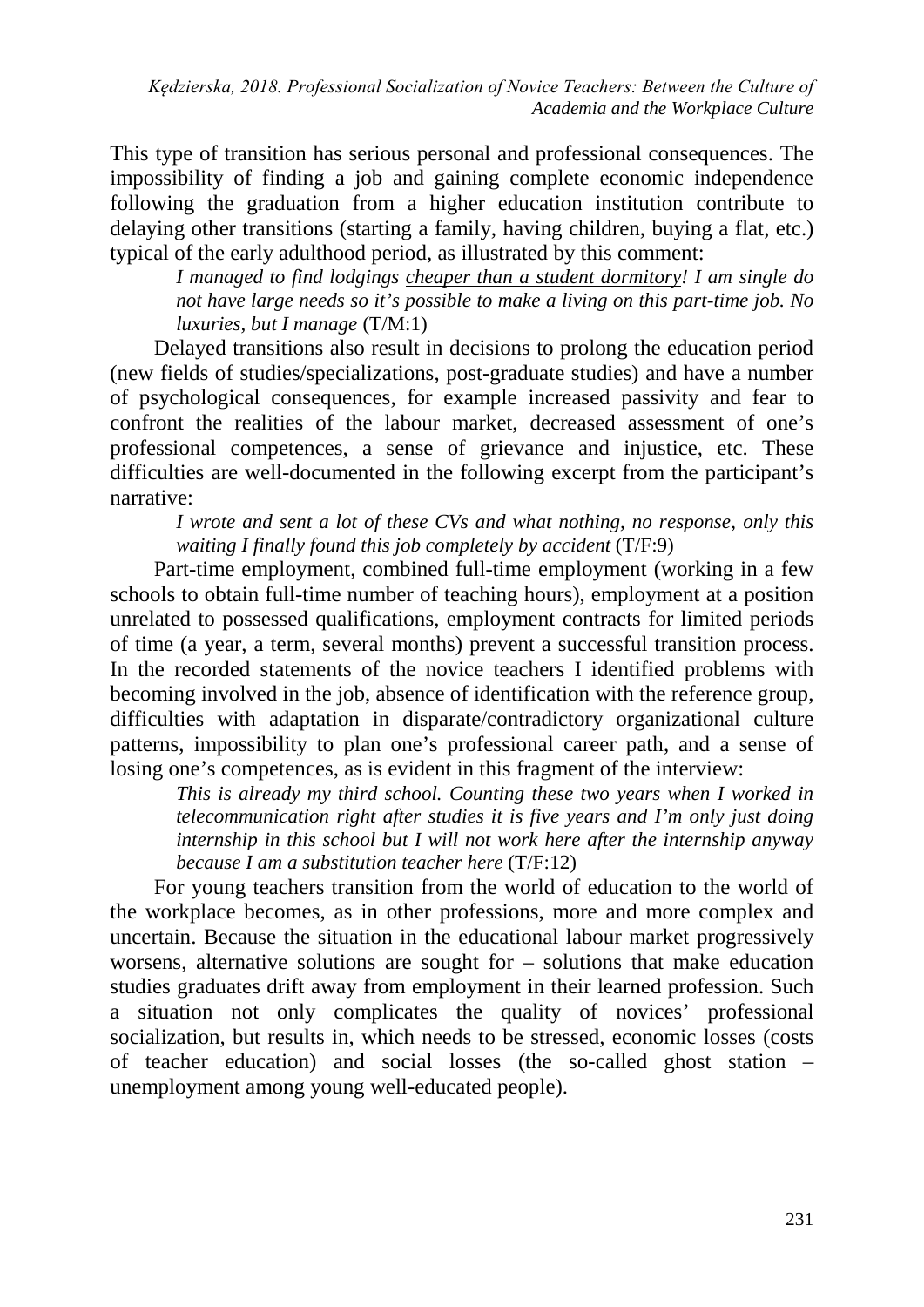This type of transition has serious personal and professional consequences. The impossibility of finding a job and gaining complete economic independence following the graduation from a higher education institution contribute to delaying other transitions (starting a family, having children, buying a flat, etc.) typical of the early adulthood period, as illustrated by this comment:

> *I managed to find lodgings cheaper than a student dormitory! I am single do not have large needs so it's possible to make a living on this part-time job. No luxuries, but I manage* (T/M:1)

Delayed transitions also result in decisions to prolong the education period (new fields of studies/specializations, post-graduate studies) and have a number of psychological consequences, for example increased passivity and fear to confront the realities of the labour market, decreased assessment of one's professional competences, a sense of grievance and injustice, etc. These difficulties are well-documented in the following excerpt from the participant's narrative:

> *I wrote and sent a lot of these CVs and what nothing, no response, only this waiting I finally found this job completely by accident* (T/F:9)

Part-time employment, combined full-time employment (working in a few schools to obtain full-time number of teaching hours), employment at a position unrelated to possessed qualifications, employment contracts for limited periods of time (a year, a term, several months) prevent a successful transition process. In the recorded statements of the novice teachers I identified problems with becoming involved in the job, absence of identification with the reference group, difficulties with adaptation in disparate/contradictory organizational culture patterns, impossibility to plan one's professional career path, and a sense of losing one's competences, as is evident in this fragment of the interview:

> *This is already my third school. Counting these two years when I worked in telecommunication right after studies it is five years and I'm only just doing internship in this school but I will not work here after the internship anyway because I am a substitution teacher here* (T/F:12)

For young teachers transition from the world of education to the world of the workplace becomes, as in other professions, more and more complex and uncertain. Because the situation in the educational labour market progressively worsens, alternative solutions are sought for – solutions that make education studies graduates drift away from employment in their learned profession. Such a situation not only complicates the quality of novices' professional socialization, but results in, which needs to be stressed, economic losses (costs of teacher education) and social losses (the so-called ghost station – unemployment among young well-educated people).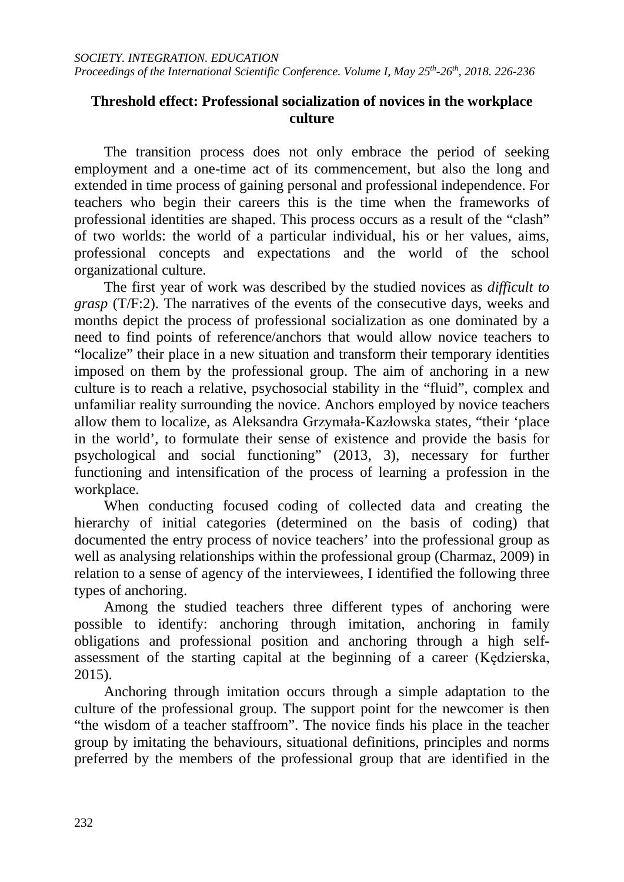### Threshold effect: Professional socialization of novices in the workplace culture

The transition process does not only embrace the period of seeking employment and a one-time act of its commencement, but also the long and extended in time process of gaining personal and professional independence. For teachers who begin their careers this is the time when the frameworks of professional identities are shaped. This process occurs as a result of the "clash" of two worlds: the world of a particular individual, his or her values, aims, professional concepts and expectations and the world of the school organizational culture.

The first year of work was described by the studied novices as *difficult to grasp* (T/F:2). The narratives of the events of the consecutive days, weeks and months depict the process of professional socialization as one dominated by a need to find points of reference/anchors that would allow novice teachers to "localize" their place in a new situation and transform their temporary identities imposed on them by the professional group. The aim of anchoring in a new culture is to reach a relative, psychosocial stability in the "fluid", complex and unfamiliar reality surrounding the novice. Anchors employed by novice teachers allow them to localize, as Aleksandra Grzymała-Kazłowska states, "their 'place in the world', to formulate their sense of existence and provide the basis for psychological and social functioning" (2013, 3), necessary for further functioning and intensification of the process of learning a profession in the workplace.

When conducting focused coding of collected data and creating the hierarchy of initial categories (determined on the basis of coding) that documented the entry process of novice teachers' into the professional group as well as analysing relationships within the professional group (Charmaz, 2009) in relation to a sense of agency of the interviewees, I identified the following three types of anchoring.

Among the studied teachers three different types of anchoring were possible to identify: anchoring through imitation, anchoring in family obligations and professional position and anchoring through a high self-assessment of the starting capital at the beginning of a career (Kędzierska, 2015).

Anchoring through imitation occurs through a simple adaptation to the culture of the professional group. The support point for the newcomer is then "the wisdom of a teacher staffroom". The novice finds his place in the teacher group by imitating the behaviours, situational definitions, principles and norms preferred by the members of the professional group that are identified in the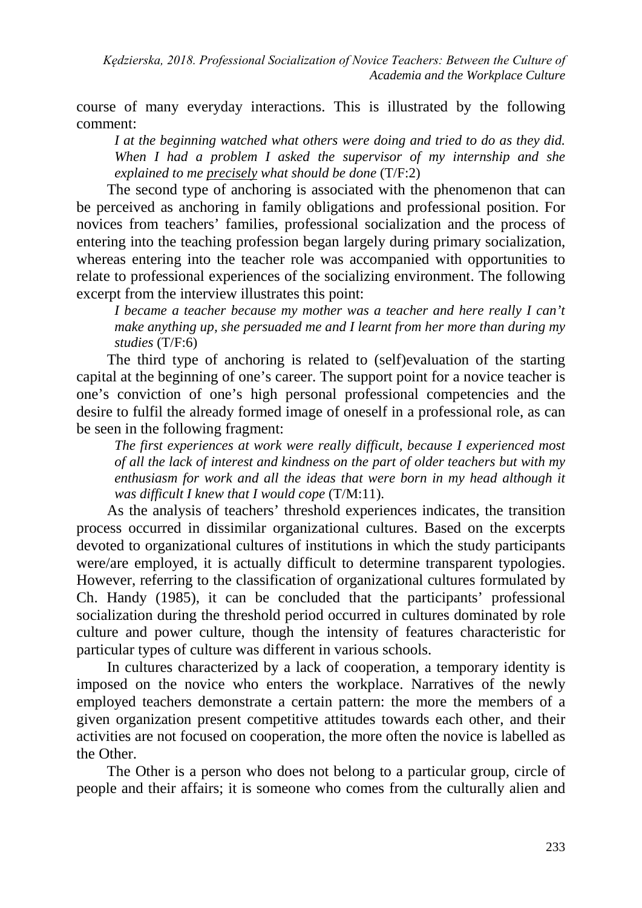course of many everyday interactions. This is illustrated by the following comment:

> *I at the beginning watched what others were doing and tried to do as they did. When I had a problem I asked the supervisor of my internship and she explained to me <u>precisely</u> what should be done* (T/F:2)

The second type of anchoring is associated with the phenomenon that can be perceived as anchoring in family obligations and professional position. For novices from teachers' families, professional socialization and the process of entering into the teaching profession began largely during primary socialization, whereas entering into the teacher role was accompanied with opportunities to relate to professional experiences of the socializing environment. The following excerpt from the interview illustrates this point:

> *I became a teacher because my mother was a teacher and here really I can't make anything up, she persuaded me and I learnt from her more than during my studies* (T/F:6)

The third type of anchoring is related to (self)evaluation of the starting capital at the beginning of one's career. The support point for a novice teacher is one's conviction of one's high personal professional competencies and the desire to fulfil the already formed image of oneself in a professional role, as can be seen in the following fragment:

> *The first experiences at work were really difficult, because I experienced most of all the lack of interest and kindness on the part of older teachers but with my enthusiasm for work and all the ideas that were born in my head although it was difficult I knew that I would cope* (T/M:11).

As the analysis of teachers' threshold experiences indicates, the transition process occurred in dissimilar organizational cultures. Based on the excerpts devoted to organizational cultures of institutions in which the study participants were/are employed, it is actually difficult to determine transparent typologies. However, referring to the classification of organizational cultures formulated by Ch. Handy (1985), it can be concluded that the participants' professional socialization during the threshold period occurred in cultures dominated by role culture and power culture, though the intensity of features characteristic for particular types of culture was different in various schools.

In cultures characterized by a lack of cooperation, a temporary identity is imposed on the novice who enters the workplace. Narratives of the newly employed teachers demonstrate a certain pattern: the more the members of a given organization present competitive attitudes towards each other, and their activities are not focused on cooperation, the more often the novice is labelled as the Other.

The Other is a person who does not belong to a particular group, circle of people and their affairs; it is someone who comes from the culturally alien and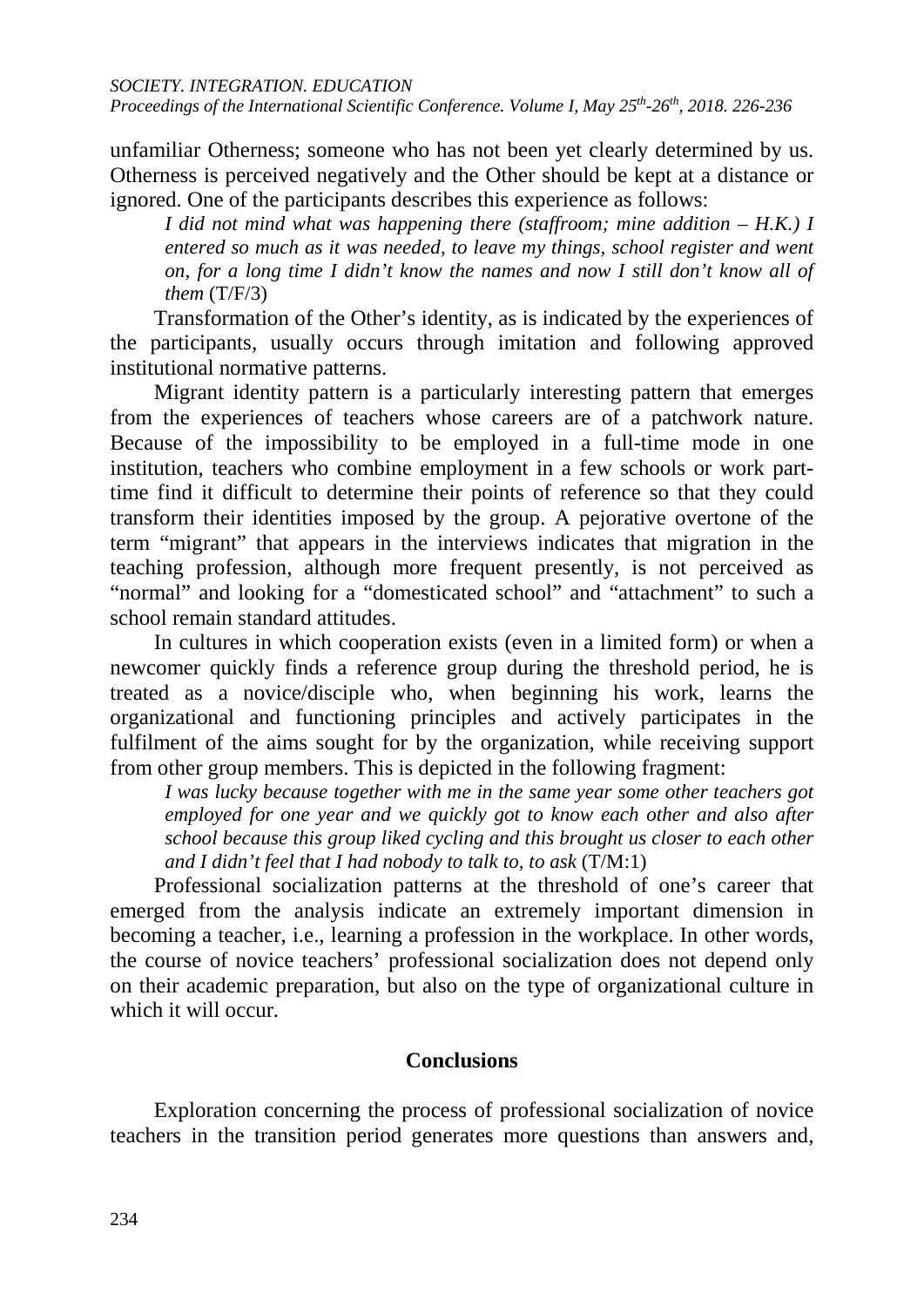unfamiliar Otherness; someone who has not been yet clearly determined by us. Otherness is perceived negatively and the Other should be kept at a distance or ignored. One of the participants describes this experience as follows:

> *I did not mind what was happening there (staffroom; mine addition – H.K.) I entered so much as it was needed, to leave my things, school register and went on, for a long time I didn't know the names and now I still don't know all of them* (T/F/3)

Transformation of the Other's identity, as is indicated by the experiences of the participants, usually occurs through imitation and following approved institutional normative patterns.

Migrant identity pattern is a particularly interesting pattern that emerges from the experiences of teachers whose careers are of a patchwork nature. Because of the impossibility to be employed in a full-time mode in one institution, teachers who combine employment in a few schools or work part-time find it difficult to determine their points of reference so that they could transform their identities imposed by the group. A pejorative overtone of the term "migrant" that appears in the interviews indicates that migration in the teaching profession, although more frequent presently, is not perceived as "normal" and looking for a "domesticated school" and "attachment" to such a school remain standard attitudes.

In cultures in which cooperation exists (even in a limited form) or when a newcomer quickly finds a reference group during the threshold period, he is treated as a novice/disciple who, when beginning his work, learns the organizational and functioning principles and actively participates in the fulfilment of the aims sought for by the organization, while receiving support from other group members. This is depicted in the following fragment:

> *I was lucky because together with me in the same year some other teachers got employed for one year and we quickly got to know each other and also after school because this group liked cycling and this brought us closer to each other and I didn't feel that I had nobody to talk to, to ask* (T/M:1)

Professional socialization patterns at the threshold of one's career that emerged from the analysis indicate an extremely important dimension in becoming a teacher, i.e., learning a profession in the workplace. In other words, the course of novice teachers' professional socialization does not depend only on their academic preparation, but also on the type of organizational culture in which it will occur.

## Conclusions

Exploration concerning the process of professional socialization of novice teachers in the transition period generates more questions than answers and,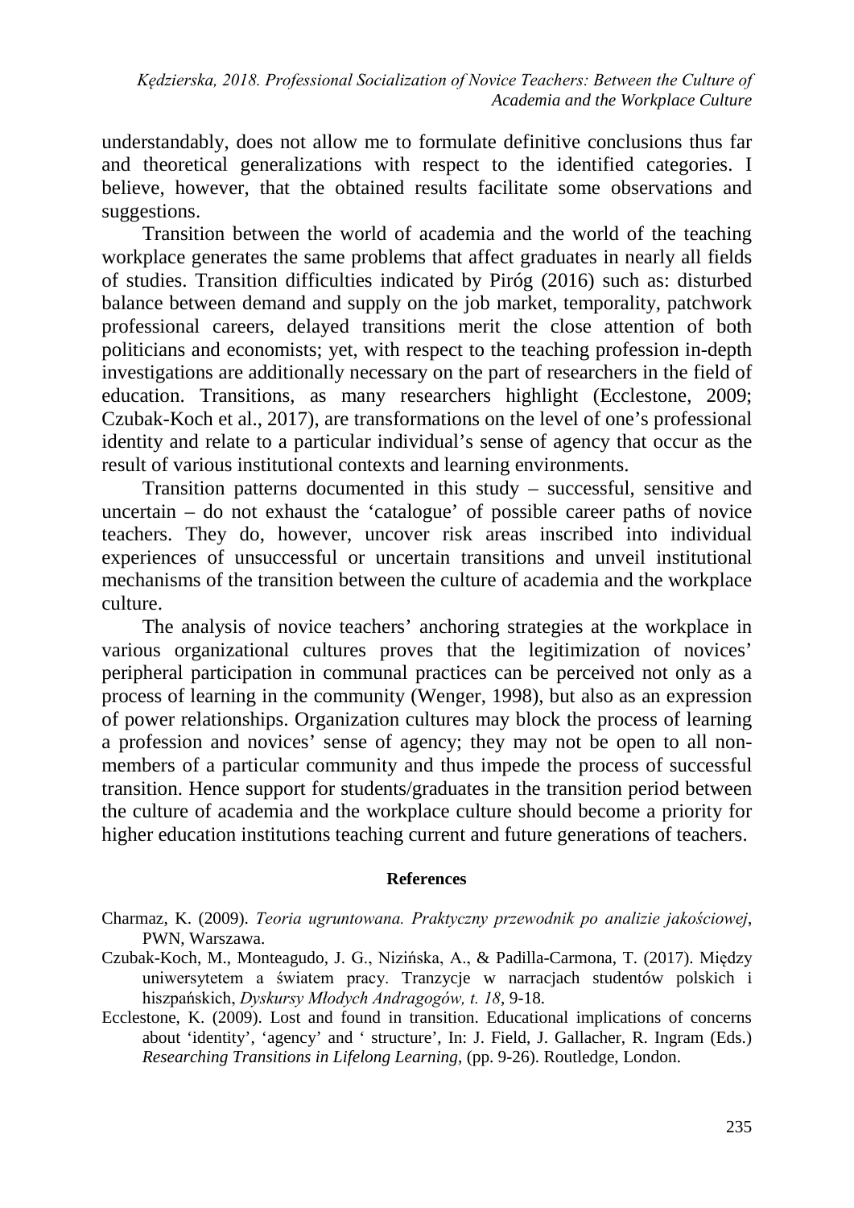understandably, does not allow me to formulate definitive conclusions thus far and theoretical generalizations with respect to the identified categories. I believe, however, that the obtained results facilitate some observations and suggestions.

Transition between the world of academia and the world of the teaching workplace generates the same problems that affect graduates in nearly all fields of studies. Transition difficulties indicated by Piróg (2016) such as: disturbed balance between demand and supply on the job market, temporality, patchwork professional careers, delayed transitions merit the close attention of both politicians and economists; yet, with respect to the teaching profession in-depth investigations are additionally necessary on the part of researchers in the field of education. Transitions, as many researchers highlight (Ecclestone, 2009; Czubak-Koch et al., 2017), are transformations on the level of one's professional identity and relate to a particular individual's sense of agency that occur as the result of various institutional contexts and learning environments.

Transition patterns documented in this study – successful, sensitive and uncertain – do not exhaust the 'catalogue' of possible career paths of novice teachers. They do, however, uncover risk areas inscribed into individual experiences of unsuccessful or uncertain transitions and unveil institutional mechanisms of the transition between the culture of academia and the workplace culture.

The analysis of novice teachers' anchoring strategies at the workplace in various organizational cultures proves that the legitimization of novices' peripheral participation in communal practices can be perceived not only as a process of learning in the community (Wenger, 1998), but also as an expression of power relationships. Organization cultures may block the process of learning a profession and novices' sense of agency; they may not be open to all non-members of a particular community and thus impede the process of successful transition. Hence support for students/graduates in the transition period between the culture of academia and the workplace culture should become a priority for higher education institutions teaching current and future generations of teachers.

## References

Charmaz, K. (2009). *Teoria ugruntowana. Praktyczny przewodnik po analizie jakościowej*, PWN, Warszawa.

Czubak-Koch, M., Monteagudo, J. G., Nizińska, A., & Padilla-Carmona, T. (2017). Między uniwersytetem a światem pracy. Tranzycje w narracjach studentów polskich i hiszpańskich, *Dyskursy Młodych Andragogów, t. 18*, 9-18.

Ecclestone, K. (2009). Lost and found in transition. Educational implications of concerns about 'identity', 'agency' and ' structure', In: J. Field, J. Gallacher, R. Ingram (Eds.) *Researching Transitions in Lifelong Learning*, (pp. 9-26). Routledge, London.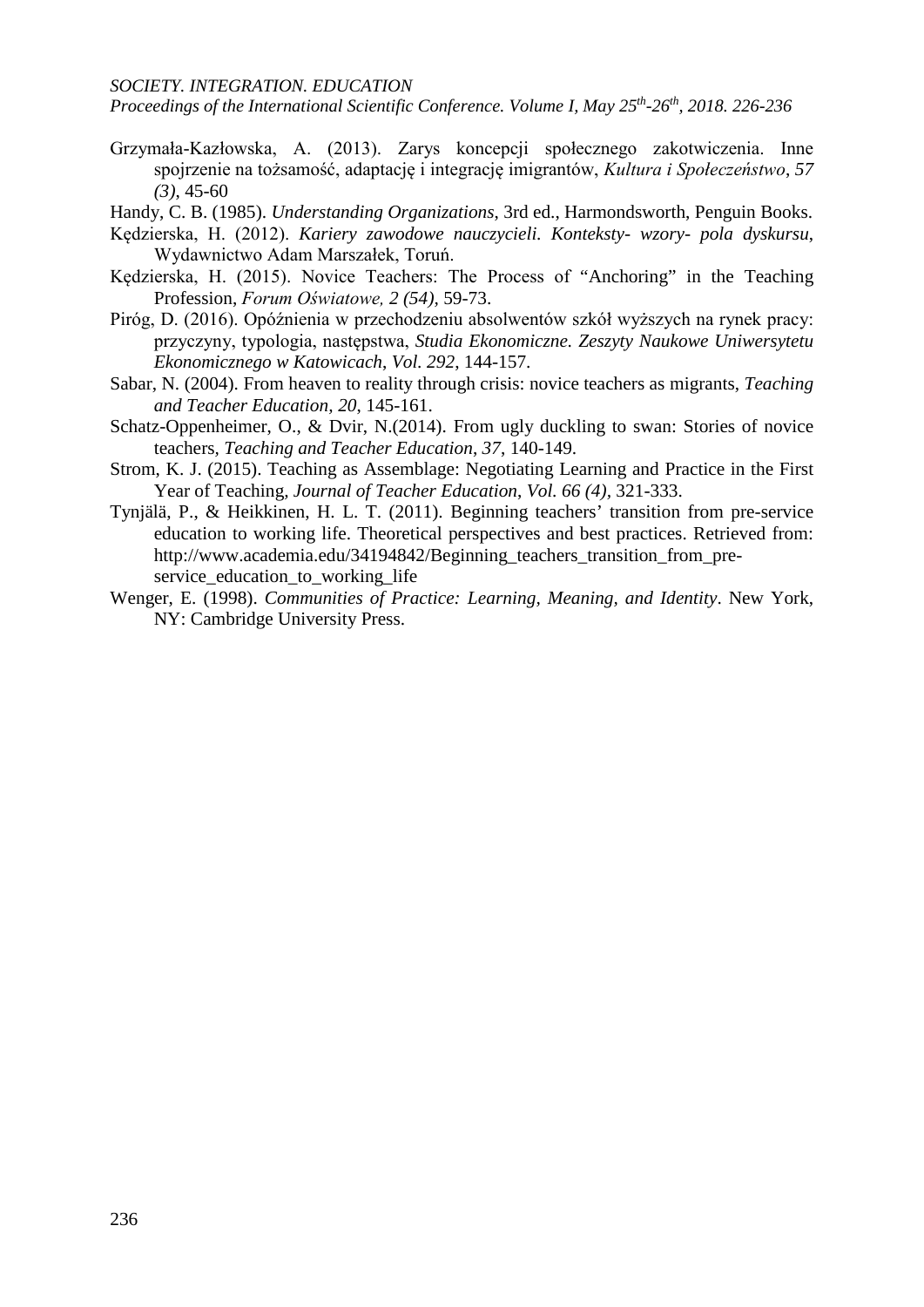Grzymała-Kazłowska, A. (2013). Zarys koncepcji społecznego zakotwiczenia. Inne spojrzenie na tożsamość, adaptację i integrację imigrantów, *Kultura i Społeczeństwo*, *57 (3)*, 45-60

Handy, C. B. (1985). *Understanding Organizations*, 3rd ed., Harmondsworth, Penguin Books.

Kędzierska, H. (2012). *Kariery zawodowe nauczycieli. Konteksty- wzory- pola dyskursu*, Wydawnictwo Adam Marszałek, Toruń.

Kędzierska, H. (2015). Novice Teachers: The Process of "Anchoring" in the Teaching Profession, *Forum Oświatowe, 2 (54)*, 59-73.

Piróg, D. (2016). Opóźnienia w przechodzeniu absolwentów szkół wyższych na rynek pracy: przyczyny, typologia, następstwa, *Studia Ekonomiczne. Zeszyty Naukowe Uniwersytetu Ekonomicznego w Katowicach*, *Vol. 292*, 144-157.

Sabar, N. (2004). From heaven to reality through crisis: novice teachers as migrants, *Teaching and Teacher Education*, *20*, 145-161.

Schatz-Oppenheimer, O., & Dvir, N.(2014). From ugly duckling to swan: Stories of novice teachers, *Teaching and Teacher Education*, *37*, 140-149.

Strom, K. J. (2015). Teaching as Assemblage: Negotiating Learning and Practice in the First Year of Teaching, *Journal of Teacher Education*, *Vol. 66 (4)*, 321-333.

Tynjälä, P., & Heikkinen, H. L. T. (2011). Beginning teachers' transition from pre-service education to working life. Theoretical perspectives and best practices. Retrieved from: http://www.academia.edu/34194842/Beginning_teachers_transition_from_pre-service_education_to_working_life

Wenger, E. (1998). *Communities of Practice: Learning, Meaning, and Identity*. New York, NY: Cambridge University Press.